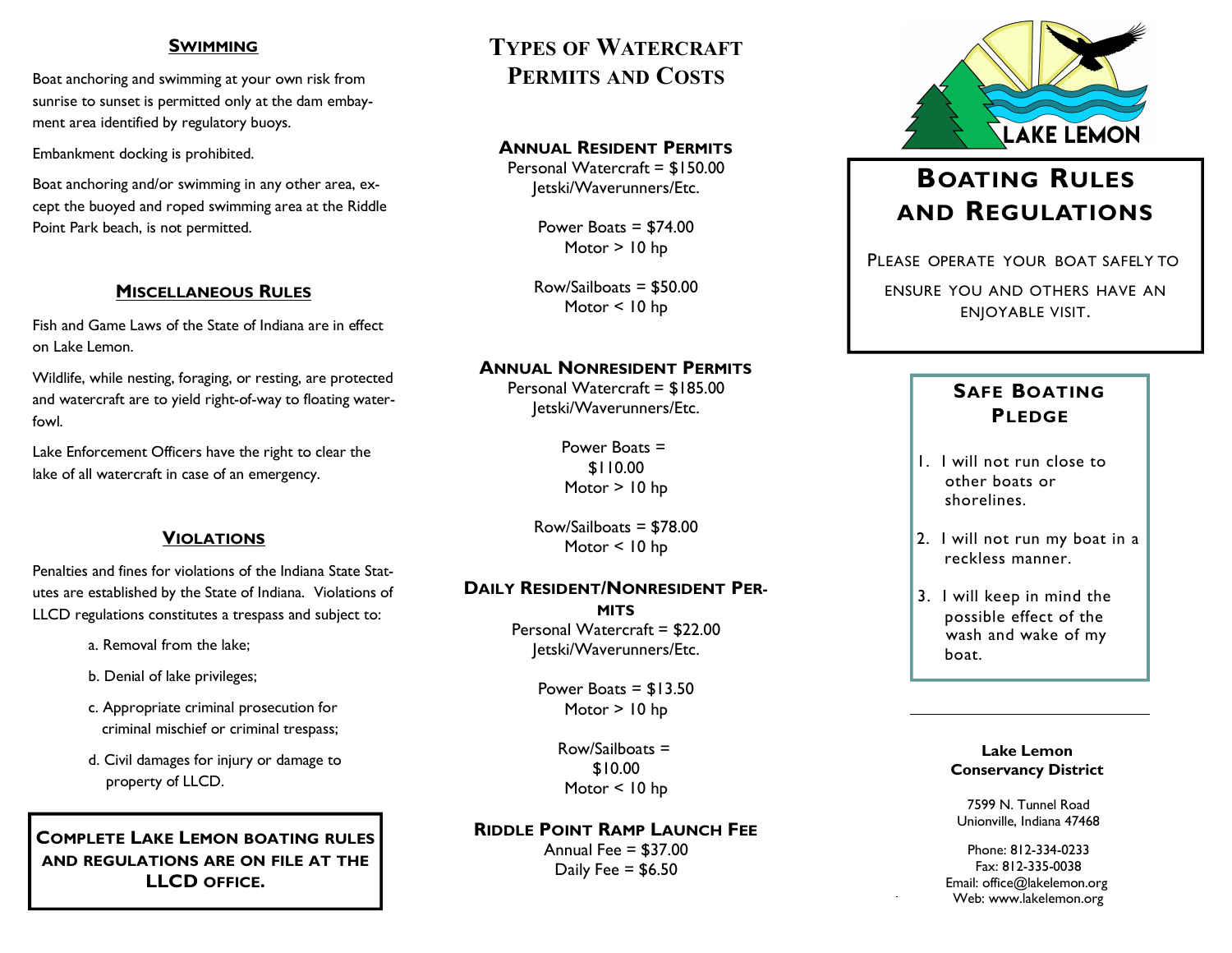## Swimming

Boat anchoring and swimming at your own risk from sunrise to sunset is permitted only at the dam embayment area identified by regulatory buoys.

Embankment docking is prohibited.

Boat anchoring and/or swimming in any other area, except the buoyed and roped swimming area at the Riddle Point Park beach, is not permitted.

## Miscellaneous Rules

Fish and Game Laws of the State of Indiana are in effect on Lake Lemon.

Wildlife, while nesting, foraging, or resting, are protected and watercraft are to yield right-of-way to floating waterfowl.

Lake Enforcement Officers have the right to clear the lake of all watercraft in case of an emergency.

## Violations

Penalties and fines for violations of the Indiana State Statutes are established by the State of Indiana. Violations of LLCD regulations constitutes a trespass and subject to:

a. Removal from the lake;

b. Denial of lake privileges;

c. Appropriate criminal prosecution for criminal mischief or criminal trespass;

d. Civil damages for injury or damage to property of LLCD.

**Complete Lake Lemon boating rules and regulations are on file at the LLCD office.**

# Types of Watercraft Permits and Costs

### Annual Resident Permits

Personal Watercraft = $150.00
Jetski/Waverunners/Etc.

Power Boats = $74.00
Motor > 10 hp

Row/Sailboats = $50.00
Motor < 10 hp

### Annual Nonresident Permits

Personal Watercraft = $185.00
Jetski/Waverunners/Etc.

Power Boats = $110.00
Motor > 10 hp

Row/Sailboats = $78.00
Motor < 10 hp

### Daily Resident/Nonresident Permits

Personal Watercraft = $22.00
Jetski/Waverunners/Etc.

Power Boats = $13.50
Motor > 10 hp

Row/Sailboats = $10.00
Motor < 10 hp

### Riddle Point Ramp Launch Fee

Annual Fee = $37.00
Daily Fee = $6.50

LAKE LEMON

# Boating Rules and Regulations

Please operate your boat safely to ensure you and others have an enjoyable visit.

## Safe Boating Pledge

1. I will not run close to other boats or shorelines.
2. I will not run my boat in a reckless manner.
3. I will keep in mind the possible effect of the wash and wake of my boat.

**Lake Lemon Conservancy District**

7599 N. Tunnel Road
Unionville, Indiana 47468

Phone: 812-334-0233
Fax: 812-335-0038
Email: office@lakelemon.org
Web: www.lakelemon.org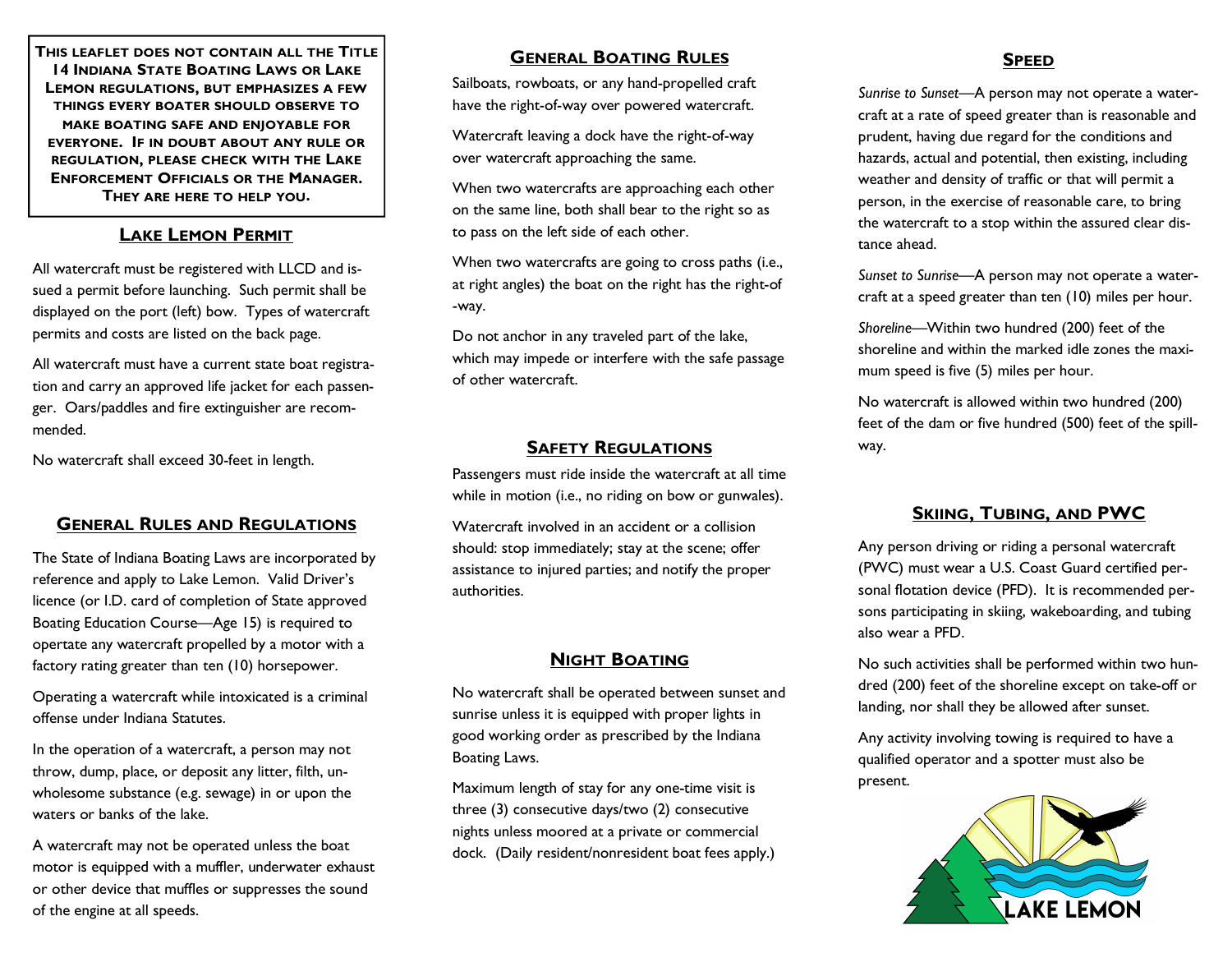**THIS LEAFLET DOES NOT CONTAIN ALL THE TITLE 14 INDIANA STATE BOATING LAWS OR LAKE LEMON REGULATIONS, BUT EMPHASIZES A FEW THINGS EVERY BOATER SHOULD OBSERVE TO MAKE BOATING SAFE AND ENJOYABLE FOR EVERYONE. IF IN DOUBT ABOUT ANY RULE OR REGULATION, PLEASE CHECK WITH THE LAKE ENFORCEMENT OFFICIALS OR THE MANAGER. THEY ARE HERE TO HELP YOU.**

## LAKE LEMON PERMIT

All watercraft must be registered with LLCD and issued a permit before launching. Such permit shall be displayed on the port (left) bow. Types of watercraft permits and costs are listed on the back page.

All watercraft must have a current state boat registration and carry an approved life jacket for each passenger. Oars/paddles and fire extinguisher are recommended.

No watercraft shall exceed 30-feet in length.

## GENERAL RULES AND REGULATIONS

The State of Indiana Boating Laws are incorporated by reference and apply to Lake Lemon. Valid Driver's licence (or I.D. card of completion of State approved Boating Education Course—Age 15) is required to opertate any watercraft propelled by a motor with a factory rating greater than ten (10) horsepower.

Operating a watercraft while intoxicated is a criminal offense under Indiana Statutes.

In the operation of a watercraft, a person may not throw, dump, place, or deposit any litter, filth, unwholesome substance (e.g. sewage) in or upon the waters or banks of the lake.

A watercraft may not be operated unless the boat motor is equipped with a muffler, underwater exhaust or other device that muffles or suppresses the sound of the engine at all speeds.

## GENERAL BOATING RULES

Sailboats, rowboats, or any hand-propelled craft have the right-of-way over powered watercraft.

Watercraft leaving a dock have the right-of-way over watercraft approaching the same.

When two watercrafts are approaching each other on the same line, both shall bear to the right so as to pass on the left side of each other.

When two watercrafts are going to cross paths (i.e., at right angles) the boat on the right has the right-of-way.

Do not anchor in any traveled part of the lake, which may impede or interfere with the safe passage of other watercraft.

## SAFETY REGULATIONS

Passengers must ride inside the watercraft at all time while in motion (i.e., no riding on bow or gunwales).

Watercraft involved in an accident or a collision should: stop immediately; stay at the scene; offer assistance to injured parties; and notify the proper authorities.

## NIGHT BOATING

No watercraft shall be operated between sunset and sunrise unless it is equipped with proper lights in good working order as prescribed by the Indiana Boating Laws.

Maximum length of stay for any one-time visit is three (3) consecutive days/two (2) consecutive nights unless moored at a private or commercial dock. (Daily resident/nonresident boat fees apply.)

## SPEED

*Sunrise to Sunset*—A person may not operate a watercraft at a rate of speed greater than is reasonable and prudent, having due regard for the conditions and hazards, actual and potential, then existing, including weather and density of traffic or that will permit a person, in the exercise of reasonable care, to bring the watercraft to a stop within the assured clear distance ahead.

*Sunset to Sunrise*—A person may not operate a watercraft at a speed greater than ten (10) miles per hour.

*Shoreline*—Within two hundred (200) feet of the shoreline and within the marked idle zones the maximum speed is five (5) miles per hour.

No watercraft is allowed within two hundred (200) feet of the dam or five hundred (500) feet of the spillway.

## SKIING, TUBING, AND PWC

Any person driving or riding a personal watercraft (PWC) must wear a U.S. Coast Guard certified personal flotation device (PFD). It is recommended persons participating in skiing, wakeboarding, and tubing also wear a PFD.

No such activities shall be performed within two hundred (200) feet of the shoreline except on take-off or landing, nor shall they be allowed after sunset.

Any activity involving towing is required to have a qualified operator and a spotter must also be present.

LAKE LEMON